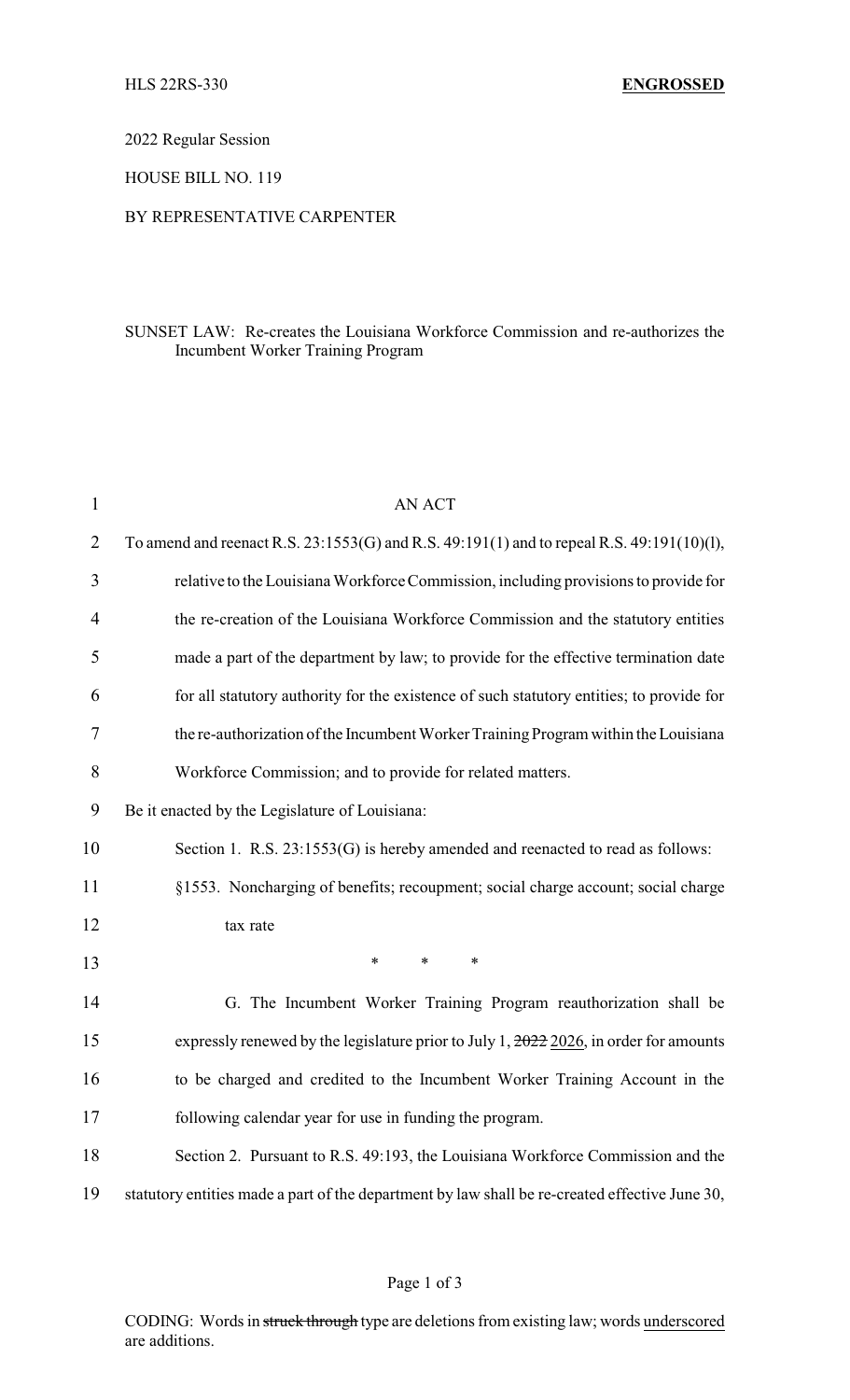HLS 22RS-330 **ENGROSSED**

2022 Regular Session

HOUSE BILL NO. 119

BY REPRESENTATIVE CARPENTER

SUNSET LAW: Re-creates the Louisiana Workforce Commission and re-authorizes the Incumbent Worker Training Program

AN ACT

To amend and reenact R.S. 23:1553(G) and R.S. 49:191(1) and to repeal R.S. 49:191(10)(l), relative to the Louisiana Workforce Commission, including provisions to provide for the re-creation of the Louisiana Workforce Commission and the statutory entities made a part of the department by law; to provide for the effective termination date for all statutory authority for the existence of such statutory entities; to provide for the re-authorization of the Incumbent Worker Training Program within the Louisiana Workforce Commission; and to provide for related matters.

Be it enacted by the Legislature of Louisiana:

Section 1. R.S. 23:1553(G) is hereby amended and reenacted to read as follows:

§1553. Noncharging of benefits; recoupment; social charge account; social charge tax rate

\* \* \*

G. The Incumbent Worker Training Program reauthorization shall be expressly renewed by the legislature prior to July 1, ~~2022~~ <u>2026</u>, in order for amounts to be charged and credited to the Incumbent Worker Training Account in the following calendar year for use in funding the program.

Section 2. Pursuant to R.S. 49:193, the Louisiana Workforce Commission and the statutory entities made a part of the department by law shall be re-created effective June 30,

CODING: Words in ~~struck through~~ type are deletions from existing law; words <u>underscored</u> are additions.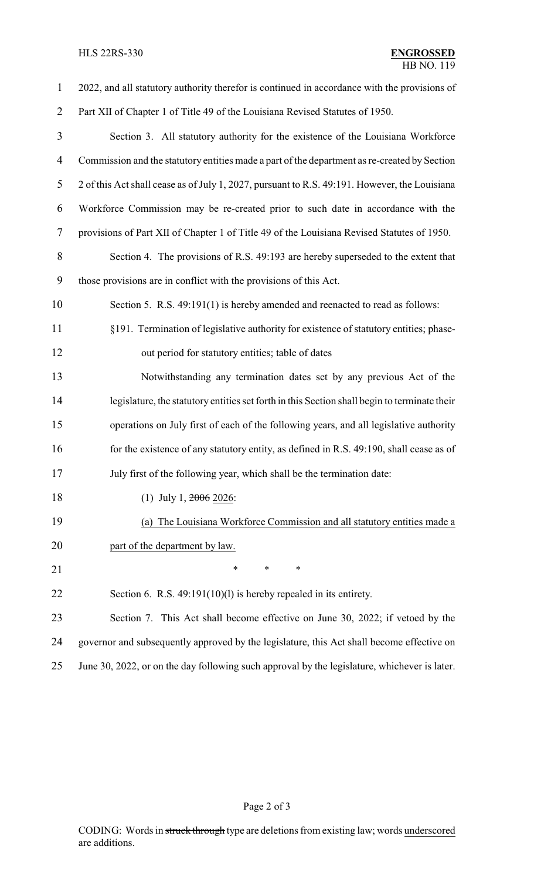2022, and all statutory authority therefor is continued in accordance with the provisions of Part XII of Chapter 1 of Title 49 of the Louisiana Revised Statutes of 1950.

Section 3. All statutory authority for the existence of the Louisiana Workforce Commission and the statutory entities made a part of the department as re-created by Section 2 of this Act shall cease as of July 1, 2027, pursuant to R.S. 49:191. However, the Louisiana Workforce Commission may be re-created prior to such date in accordance with the provisions of Part XII of Chapter 1 of Title 49 of the Louisiana Revised Statutes of 1950.

Section 4. The provisions of R.S. 49:193 are hereby superseded to the extent that those provisions are in conflict with the provisions of this Act.

Section 5. R.S. 49:191(1) is hereby amended and reenacted to read as follows:

§191. Termination of legislative authority for existence of statutory entities; phase-out period for statutory entities; table of dates

Notwithstanding any termination dates set by any previous Act of the legislature, the statutory entities set forth in this Section shall begin to terminate their operations on July first of each of the following years, and all legislative authority for the existence of any statutory entity, as defined in R.S. 49:190, shall cease as of July first of the following year, which shall be the termination date:

(1) July 1, ~~2006~~ 2026:

(a) The Louisiana Workforce Commission and all statutory entities made a part of the department by law.

\* \* \*

Section 6. R.S. 49:191(10)(l) is hereby repealed in its entirety.

Section 7. This Act shall become effective on June 30, 2022; if vetoed by the governor and subsequently approved by the legislature, this Act shall become effective on June 30, 2022, or on the day following such approval by the legislature, whichever is later.

CODING: Words in ~~struck through~~ type are deletions from existing law; words underscored are additions.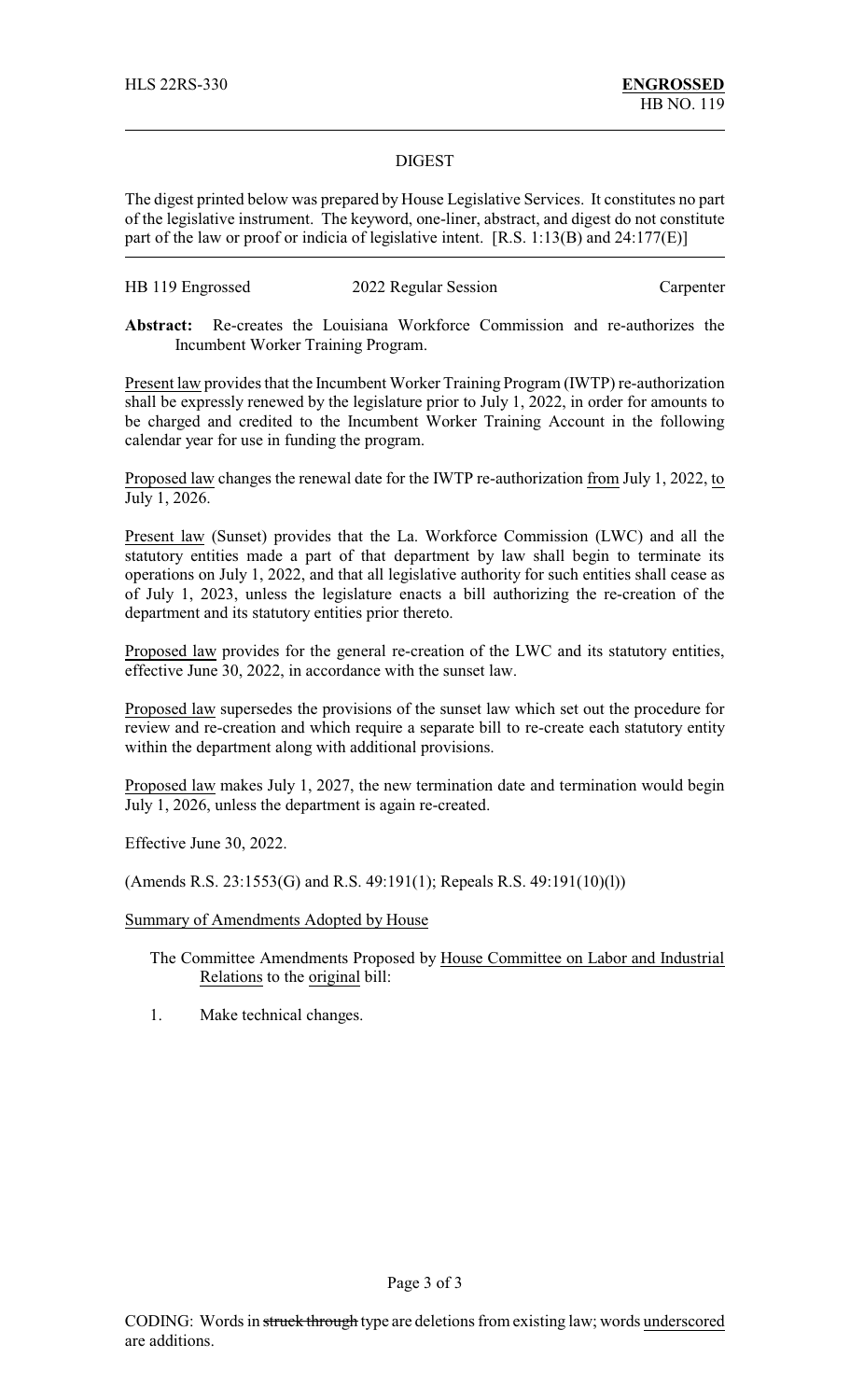HLS 22RS-330 **ENGROSSED**
HB NO. 119

## DIGEST

The digest printed below was prepared by House Legislative Services. It constitutes no part of the legislative instrument. The keyword, one-liner, abstract, and digest do not constitute part of the law or proof or indicia of legislative intent. [R.S. 1:13(B) and 24:177(E)]

---

HB 119 Engrossed 2022 Regular Session Carpenter

**Abstract:** Re-creates the Louisiana Workforce Commission and re-authorizes the Incumbent Worker Training Program.

Present law provides that the Incumbent Worker Training Program (IWTP) re-authorization shall be expressly renewed by the legislature prior to July 1, 2022, in order for amounts to be charged and credited to the Incumbent Worker Training Account in the following calendar year for use in funding the program.

Proposed law changes the renewal date for the IWTP re-authorization from July 1, 2022, to July 1, 2026.

Present law (Sunset) provides that the La. Workforce Commission (LWC) and all the statutory entities made a part of that department by law shall begin to terminate its operations on July 1, 2022, and that all legislative authority for such entities shall cease as of July 1, 2023, unless the legislature enacts a bill authorizing the re-creation of the department and its statutory entities prior thereto.

Proposed law provides for the general re-creation of the LWC and its statutory entities, effective June 30, 2022, in accordance with the sunset law.

Proposed law supersedes the provisions of the sunset law which set out the procedure for review and re-creation and which require a separate bill to re-create each statutory entity within the department along with additional provisions.

Proposed law makes July 1, 2027, the new termination date and termination would begin July 1, 2026, unless the department is again re-created.

Effective June 30, 2022.

(Amends R.S. 23:1553(G) and R.S. 49:191(1); Repeals R.S. 49:191(10)(l))

Summary of Amendments Adopted by House

The Committee Amendments Proposed by House Committee on Labor and Industrial Relations to the original bill:

1. Make technical changes.

CODING: Words in ~~struck through~~ type are deletions from existing law; words underscored are additions.